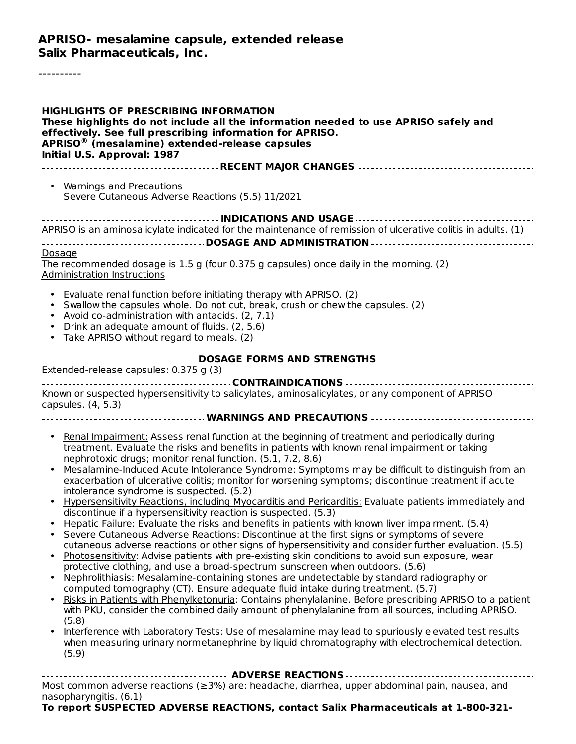# APRISO- mesalamine capsule, extended release
## Salix Pharmaceuticals, Inc.

----------

**HIGHLIGHTS OF PRESCRIBING INFORMATION**
**These highlights do not include all the information needed to use APRISO safely and effectively. See full prescribing information for APRISO.**
**APRISO® (mesalamine) extended-release capsules**
**Initial U.S. Approval: 1987**

**RECENT MAJOR CHANGES**

- Warnings and Precautions
  Severe Cutaneous Adverse Reactions (5.5) 11/2021

**INDICATIONS AND USAGE**

APRISO is an aminosalicylate indicated for the maintenance of remission of ulcerative colitis in adults. (1)

**DOSAGE AND ADMINISTRATION**

Dosage

The recommended dosage is 1.5 g (four 0.375 g capsules) once daily in the morning. (2)

Administration Instructions

- Evaluate renal function before initiating therapy with APRISO. (2)
- Swallow the capsules whole. Do not cut, break, crush or chew the capsules. (2)
- Avoid co-administration with antacids. (2, 7.1)
- Drink an adequate amount of fluids. (2, 5.6)
- Take APRISO without regard to meals. (2)

**DOSAGE FORMS AND STRENGTHS**

Extended-release capsules: 0.375 g (3)

**CONTRAINDICATIONS**

Known or suspected hypersensitivity to salicylates, aminosalicylates, or any component of APRISO capsules. (4, 5.3)

**WARNINGS AND PRECAUTIONS**

- Renal Impairment: Assess renal function at the beginning of treatment and periodically during treatment. Evaluate the risks and benefits in patients with known renal impairment or taking nephrotoxic drugs; monitor renal function. (5.1, 7.2, 8.6)
- Mesalamine-Induced Acute Intolerance Syndrome: Symptoms may be difficult to distinguish from an exacerbation of ulcerative colitis; monitor for worsening symptoms; discontinue treatment if acute intolerance syndrome is suspected. (5.2)
- Hypersensitivity Reactions, including Myocarditis and Pericarditis: Evaluate patients immediately and discontinue if a hypersensitivity reaction is suspected. (5.3)
- Hepatic Failure: Evaluate the risks and benefits in patients with known liver impairment. (5.4)
- Severe Cutaneous Adverse Reactions: Discontinue at the first signs or symptoms of severe cutaneous adverse reactions or other signs of hypersensitivity and consider further evaluation. (5.5)
- Photosensitivity: Advise patients with pre-existing skin conditions to avoid sun exposure, wear protective clothing, and use a broad-spectrum sunscreen when outdoors. (5.6)
- Nephrolithiasis: Mesalamine-containing stones are undetectable by standard radiography or computed tomography (CT). Ensure adequate fluid intake during treatment. (5.7)
- Risks in Patients with Phenylketonuria: Contains phenylalanine. Before prescribing APRISO to a patient with PKU, consider the combined daily amount of phenylalanine from all sources, including APRISO. (5.8)
- Interference with Laboratory Tests: Use of mesalamine may lead to spuriously elevated test results when measuring urinary normetanephrine by liquid chromatography with electrochemical detection. (5.9)

**ADVERSE REACTIONS**

Most common adverse reactions (≥3%) are: headache, diarrhea, upper abdominal pain, nausea, and nasopharyngitis. (6.1)

**To report SUSPECTED ADVERSE REACTIONS, contact Salix Pharmaceuticals at 1-800-321-**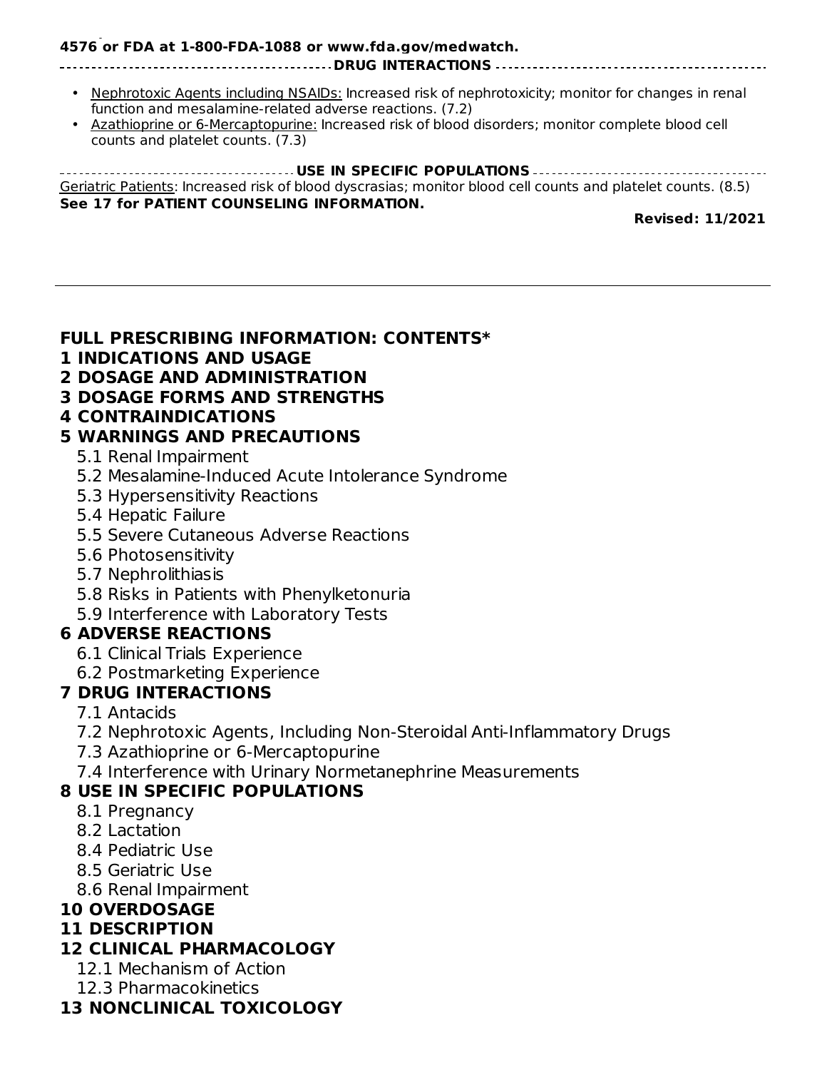**4576 or FDA at 1-800-FDA-1088 or www.fda.gov/medwatch.**

**DRUG INTERACTIONS**

- Nephrotoxic Agents including NSAIDs: Increased risk of nephrotoxicity; monitor for changes in renal function and mesalamine-related adverse reactions. (7.2)
- Azathioprine or 6-Mercaptopurine: Increased risk of blood disorders; monitor complete blood cell counts and platelet counts. (7.3)

**USE IN SPECIFIC POPULATIONS**

Geriatric Patients: Increased risk of blood dyscrasias; monitor blood cell counts and platelet counts. (8.5)

**See 17 for PATIENT COUNSELING INFORMATION.**

**Revised: 11/2021**

---

## FULL PRESCRIBING INFORMATION: CONTENTS*

**1 INDICATIONS AND USAGE**

**2 DOSAGE AND ADMINISTRATION**

**3 DOSAGE FORMS AND STRENGTHS**

**4 CONTRAINDICATIONS**

**5 WARNINGS AND PRECAUTIONS**

- 5.1 Renal Impairment
- 5.2 Mesalamine-Induced Acute Intolerance Syndrome
- 5.3 Hypersensitivity Reactions
- 5.4 Hepatic Failure
- 5.5 Severe Cutaneous Adverse Reactions
- 5.6 Photosensitivity
- 5.7 Nephrolithiasis
- 5.8 Risks in Patients with Phenylketonuria
- 5.9 Interference with Laboratory Tests

**6 ADVERSE REACTIONS**

- 6.1 Clinical Trials Experience
- 6.2 Postmarketing Experience

**7 DRUG INTERACTIONS**

- 7.1 Antacids
- 7.2 Nephrotoxic Agents, Including Non-Steroidal Anti-Inflammatory Drugs
- 7.3 Azathioprine or 6-Mercaptopurine
- 7.4 Interference with Urinary Normetanephrine Measurements

**8 USE IN SPECIFIC POPULATIONS**

- 8.1 Pregnancy
- 8.2 Lactation
- 8.4 Pediatric Use
- 8.5 Geriatric Use
- 8.6 Renal Impairment

**10 OVERDOSAGE**

**11 DESCRIPTION**

**12 CLINICAL PHARMACOLOGY**

- 12.1 Mechanism of Action
- 12.3 Pharmacokinetics

**13 NONCLINICAL TOXICOLOGY**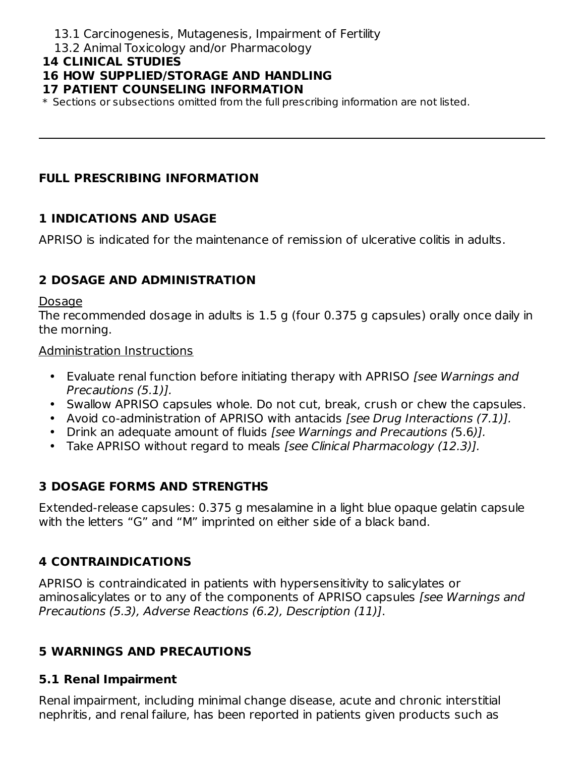13.1 Carcinogenesis, Mutagenesis, Impairment of Fertility
13.2 Animal Toxicology and/or Pharmacology
**14 CLINICAL STUDIES**
**16 HOW SUPPLIED/STORAGE AND HANDLING**
**17 PATIENT COUNSELING INFORMATION**
* Sections or subsections omitted from the full prescribing information are not listed.

---

# FULL PRESCRIBING INFORMATION

## 1 INDICATIONS AND USAGE

APRISO is indicated for the maintenance of remission of ulcerative colitis in adults.

## 2 DOSAGE AND ADMINISTRATION

Dosage

The recommended dosage in adults is 1.5 g (four 0.375 g capsules) orally once daily in the morning.

Administration Instructions

- Evaluate renal function before initiating therapy with APRISO *[see Warnings and Precautions (5.1)].*
- Swallow APRISO capsules whole. Do not cut, break, crush or chew the capsules.
- Avoid co-administration of APRISO with antacids *[see Drug Interactions (7.1)].*
- Drink an adequate amount of fluids *[see Warnings and Precautions (*5.6*)].*
- Take APRISO without regard to meals *[see Clinical Pharmacology (12.3)].*

## 3 DOSAGE FORMS AND STRENGTHS

Extended-release capsules: 0.375 g mesalamine in a light blue opaque gelatin capsule with the letters “G” and “M” imprinted on either side of a black band.

## 4 CONTRAINDICATIONS

APRISO is contraindicated in patients with hypersensitivity to salicylates or aminosalicylates or to any of the components of APRISO capsules *[see Warnings and Precautions (5.3), Adverse Reactions (6.2), Description (11)]*.

## 5 WARNINGS AND PRECAUTIONS

### 5.1 Renal Impairment

Renal impairment, including minimal change disease, acute and chronic interstitial nephritis, and renal failure, has been reported in patients given products such as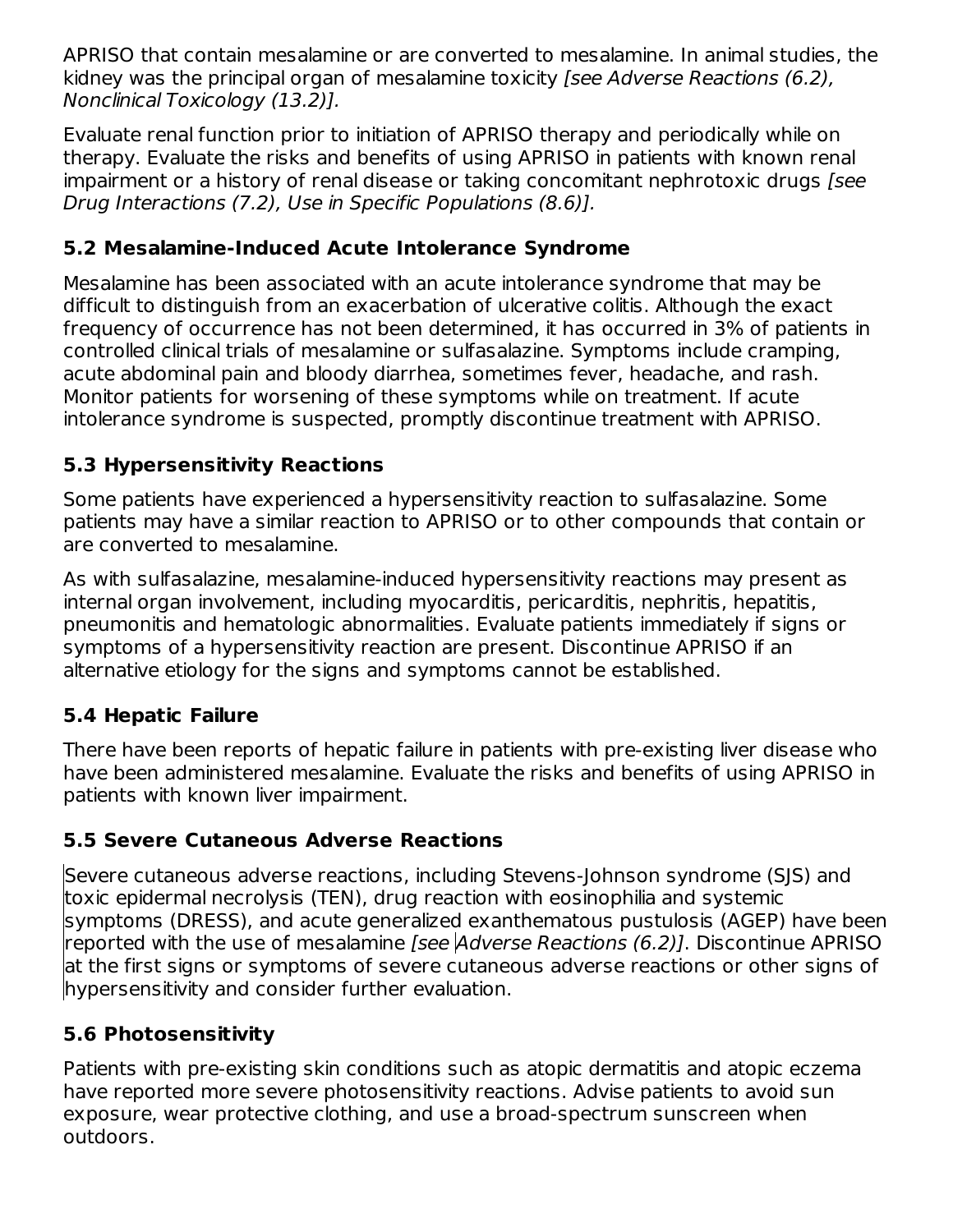APRISO that contain mesalamine or are converted to mesalamine. In animal studies, the kidney was the principal organ of mesalamine toxicity *[see Adverse Reactions (6.2), Nonclinical Toxicology (13.2)]*.

Evaluate renal function prior to initiation of APRISO therapy and periodically while on therapy. Evaluate the risks and benefits of using APRISO in patients with known renal impairment or a history of renal disease or taking concomitant nephrotoxic drugs *[see Drug Interactions (7.2), Use in Specific Populations (8.6)]*.

### 5.2 Mesalamine-Induced Acute Intolerance Syndrome

Mesalamine has been associated with an acute intolerance syndrome that may be difficult to distinguish from an exacerbation of ulcerative colitis. Although the exact frequency of occurrence has not been determined, it has occurred in 3% of patients in controlled clinical trials of mesalamine or sulfasalazine. Symptoms include cramping, acute abdominal pain and bloody diarrhea, sometimes fever, headache, and rash. Monitor patients for worsening of these symptoms while on treatment. If acute intolerance syndrome is suspected, promptly discontinue treatment with APRISO.

### 5.3 Hypersensitivity Reactions

Some patients have experienced a hypersensitivity reaction to sulfasalazine. Some patients may have a similar reaction to APRISO or to other compounds that contain or are converted to mesalamine.

As with sulfasalazine, mesalamine-induced hypersensitivity reactions may present as internal organ involvement, including myocarditis, pericarditis, nephritis, hepatitis, pneumonitis and hematologic abnormalities. Evaluate patients immediately if signs or symptoms of a hypersensitivity reaction are present. Discontinue APRISO if an alternative etiology for the signs and symptoms cannot be established.

### 5.4 Hepatic Failure

There have been reports of hepatic failure in patients with pre-existing liver disease who have been administered mesalamine. Evaluate the risks and benefits of using APRISO in patients with known liver impairment.

### 5.5 Severe Cutaneous Adverse Reactions

Severe cutaneous adverse reactions, including Stevens-Johnson syndrome (SJS) and toxic epidermal necrolysis (TEN), drug reaction with eosinophilia and systemic symptoms (DRESS), and acute generalized exanthematous pustulosis (AGEP) have been reported with the use of mesalamine *[see Adverse Reactions (6.2)]*. Discontinue APRISO at the first signs or symptoms of severe cutaneous adverse reactions or other signs of hypersensitivity and consider further evaluation.

### 5.6 Photosensitivity

Patients with pre-existing skin conditions such as atopic dermatitis and atopic eczema have reported more severe photosensitivity reactions. Advise patients to avoid sun exposure, wear protective clothing, and use a broad-spectrum sunscreen when outdoors.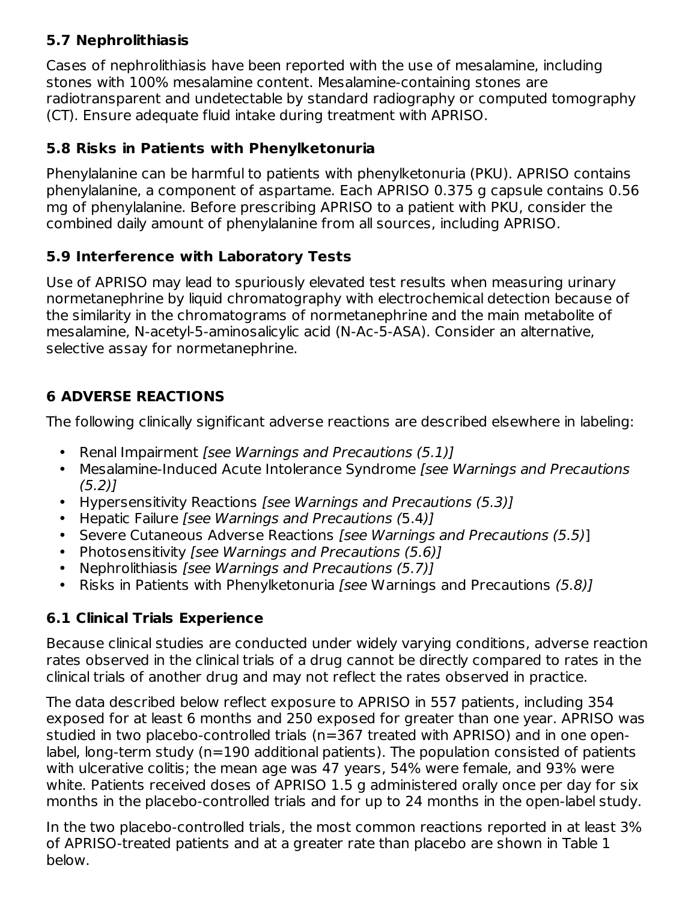### 5.7 Nephrolithiasis

Cases of nephrolithiasis have been reported with the use of mesalamine, including stones with 100% mesalamine content. Mesalamine-containing stones are radiotransparent and undetectable by standard radiography or computed tomography (CT). Ensure adequate fluid intake during treatment with APRISO.

### 5.8 Risks in Patients with Phenylketonuria

Phenylalanine can be harmful to patients with phenylketonuria (PKU). APRISO contains phenylalanine, a component of aspartame. Each APRISO 0.375 g capsule contains 0.56 mg of phenylalanine. Before prescribing APRISO to a patient with PKU, consider the combined daily amount of phenylalanine from all sources, including APRISO.

### 5.9 Interference with Laboratory Tests

Use of APRISO may lead to spuriously elevated test results when measuring urinary normetanephrine by liquid chromatography with electrochemical detection because of the similarity in the chromatograms of normetanephrine and the main metabolite of mesalamine, N-acetyl-5-aminosalicylic acid (N-Ac-5-ASA). Consider an alternative, selective assay for normetanephrine.

## 6 ADVERSE REACTIONS

The following clinically significant adverse reactions are described elsewhere in labeling:

- Renal Impairment *[see Warnings and Precautions (5.1)]*
- Mesalamine-Induced Acute Intolerance Syndrome *[see Warnings and Precautions (5.2)]*
- Hypersensitivity Reactions *[see Warnings and Precautions (5.3)]*
- Hepatic Failure *[see Warnings and Precautions (5.4)]*
- Severe Cutaneous Adverse Reactions *[see Warnings and Precautions (5.5)]*
- Photosensitivity *[see Warnings and Precautions (5.6)]*
- Nephrolithiasis *[see Warnings and Precautions (5.7)]*
- Risks in Patients with Phenylketonuria *[see* Warnings and Precautions *(5.8)]*

### 6.1 Clinical Trials Experience

Because clinical studies are conducted under widely varying conditions, adverse reaction rates observed in the clinical trials of a drug cannot be directly compared to rates in the clinical trials of another drug and may not reflect the rates observed in practice.

The data described below reflect exposure to APRISO in 557 patients, including 354 exposed for at least 6 months and 250 exposed for greater than one year. APRISO was studied in two placebo-controlled trials (n=367 treated with APRISO) and in one open-label, long-term study (n=190 additional patients). The population consisted of patients with ulcerative colitis; the mean age was 47 years, 54% were female, and 93% were white. Patients received doses of APRISO 1.5 g administered orally once per day for six months in the placebo-controlled trials and for up to 24 months in the open-label study.

In the two placebo-controlled trials, the most common reactions reported in at least 3% of APRISO-treated patients and at a greater rate than placebo are shown in Table 1 below.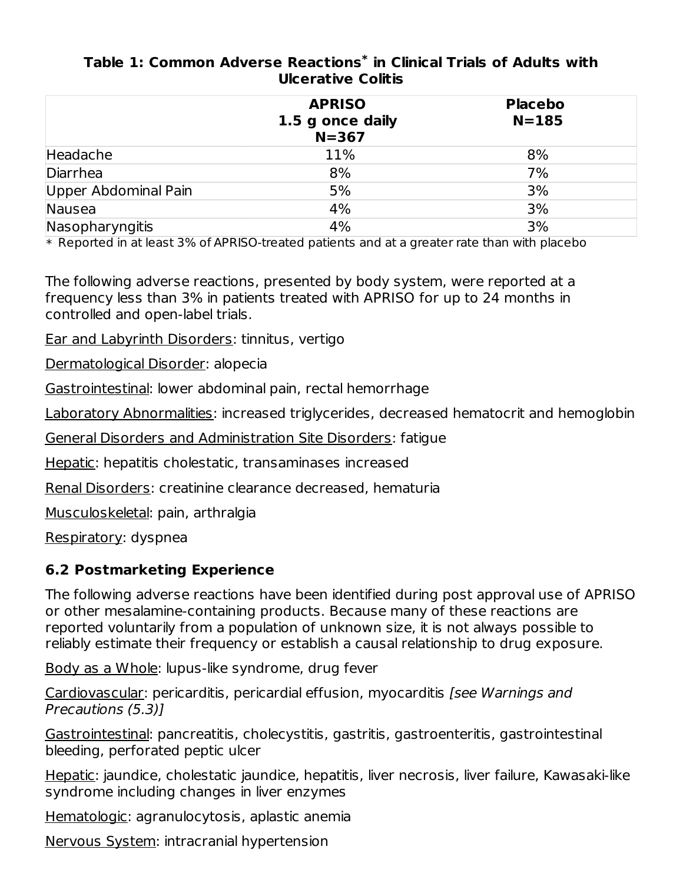**Table 1: Common Adverse Reactions* in Clinical Trials of Adults with Ulcerative Colitis**

| | APRISO 1.5 g once daily N=367 | Placebo N=185 |
|---|---|---|
| Headache | 11% | 8% |
| Diarrhea | 8% | 7% |
| Upper Abdominal Pain | 5% | 3% |
| Nausea | 4% | 3% |
| Nasopharyngitis | 4% | 3% |

* Reported in at least 3% of APRISO-treated patients and at a greater rate than with placebo

The following adverse reactions, presented by body system, were reported at a frequency less than 3% in patients treated with APRISO for up to 24 months in controlled and open-label trials.

Ear and Labyrinth Disorders: tinnitus, vertigo

Dermatological Disorder: alopecia

Gastrointestinal: lower abdominal pain, rectal hemorrhage

Laboratory Abnormalities: increased triglycerides, decreased hematocrit and hemoglobin

General Disorders and Administration Site Disorders: fatigue

Hepatic: hepatitis cholestatic, transaminases increased

Renal Disorders: creatinine clearance decreased, hematuria

Musculoskeletal: pain, arthralgia

Respiratory: dyspnea

### 6.2 Postmarketing Experience

The following adverse reactions have been identified during post approval use of APRISO or other mesalamine-containing products. Because many of these reactions are reported voluntarily from a population of unknown size, it is not always possible to reliably estimate their frequency or establish a causal relationship to drug exposure.

Body as a Whole: lupus-like syndrome, drug fever

Cardiovascular: pericarditis, pericardial effusion, myocarditis *[see Warnings and Precautions (5.3)]*

Gastrointestinal: pancreatitis, cholecystitis, gastritis, gastroenteritis, gastrointestinal bleeding, perforated peptic ulcer

Hepatic: jaundice, cholestatic jaundice, hepatitis, liver necrosis, liver failure, Kawasaki-like syndrome including changes in liver enzymes

Hematologic: agranulocytosis, aplastic anemia

Nervous System: intracranial hypertension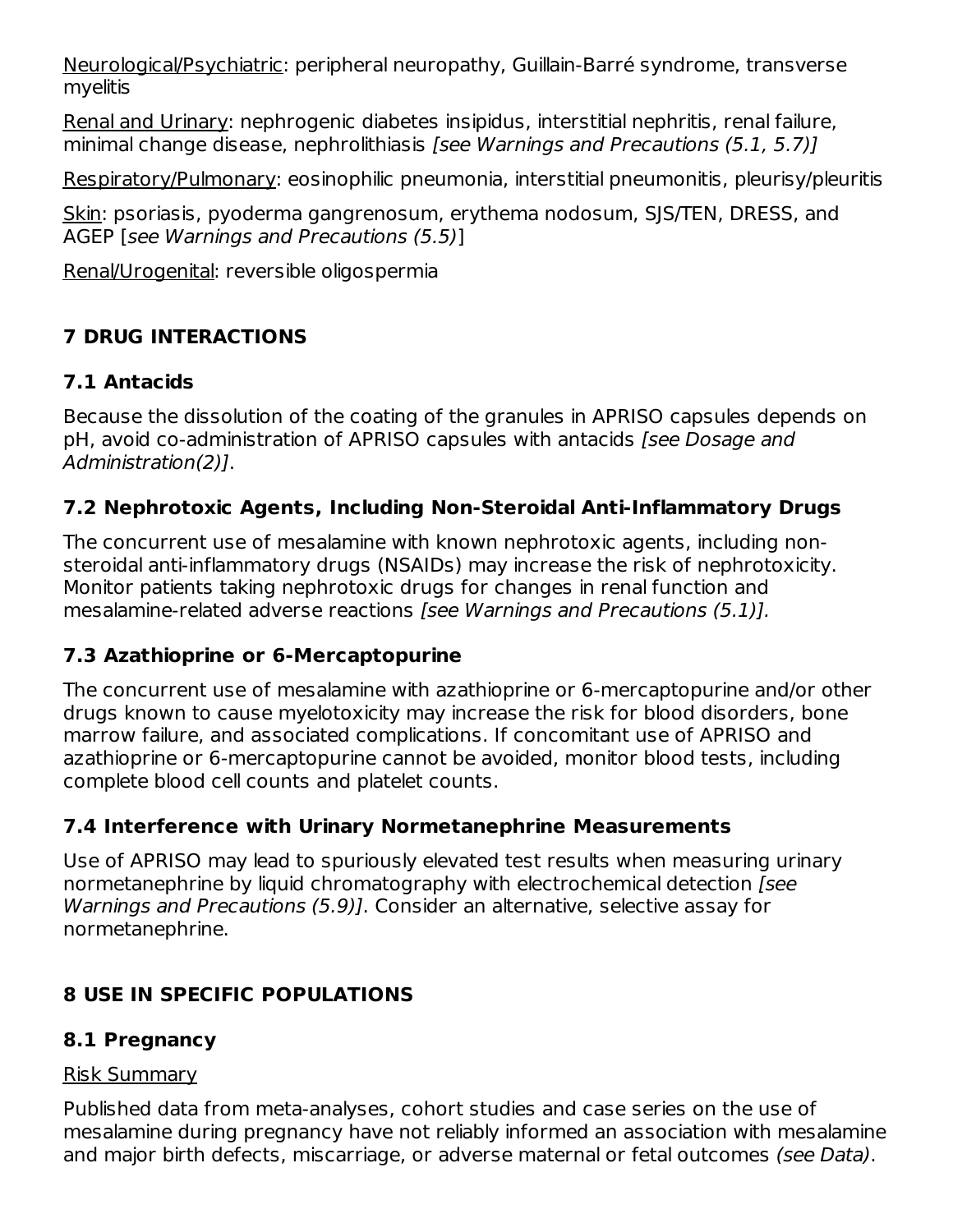<u>Neurological/Psychiatric</u>: peripheral neuropathy, Guillain-Barré syndrome, transverse myelitis

<u>Renal and Urinary</u>: nephrogenic diabetes insipidus, interstitial nephritis, renal failure, minimal change disease, nephrolithiasis *[see Warnings and Precautions (5.1, 5.7)]*

<u>Respiratory/Pulmonary</u>: eosinophilic pneumonia, interstitial pneumonitis, pleurisy/pleuritis

<u>Skin</u>: psoriasis, pyoderma gangrenosum, erythema nodosum, SJS/TEN, DRESS, and AGEP [*see Warnings and Precautions (5.5)*]

<u>Renal/Urogenital</u>: reversible oligospermia

## 7 DRUG INTERACTIONS

### 7.1 Antacids

Because the dissolution of the coating of the granules in APRISO capsules depends on pH, avoid co-administration of APRISO capsules with antacids *[see Dosage and Administration(2)]*.

### 7.2 Nephrotoxic Agents, Including Non-Steroidal Anti-Inflammatory Drugs

The concurrent use of mesalamine with known nephrotoxic agents, including non-steroidal anti-inflammatory drugs (NSAIDs) may increase the risk of nephrotoxicity. Monitor patients taking nephrotoxic drugs for changes in renal function and mesalamine-related adverse reactions *[see Warnings and Precautions (5.1)].*

### 7.3 Azathioprine or 6-Mercaptopurine

The concurrent use of mesalamine with azathioprine or 6-mercaptopurine and/or other drugs known to cause myelotoxicity may increase the risk for blood disorders, bone marrow failure, and associated complications. If concomitant use of APRISO and azathioprine or 6-mercaptopurine cannot be avoided, monitor blood tests, including complete blood cell counts and platelet counts.

### 7.4 Interference with Urinary Normetanephrine Measurements

Use of APRISO may lead to spuriously elevated test results when measuring urinary normetanephrine by liquid chromatography with electrochemical detection *[see Warnings and Precautions (5.9)]*. Consider an alternative, selective assay for normetanephrine.

## 8 USE IN SPECIFIC POPULATIONS

### 8.1 Pregnancy

<u>Risk Summary</u>

Published data from meta-analyses, cohort studies and case series on the use of mesalamine during pregnancy have not reliably informed an association with mesalamine and major birth defects, miscarriage, or adverse maternal or fetal outcomes *(see Data)*.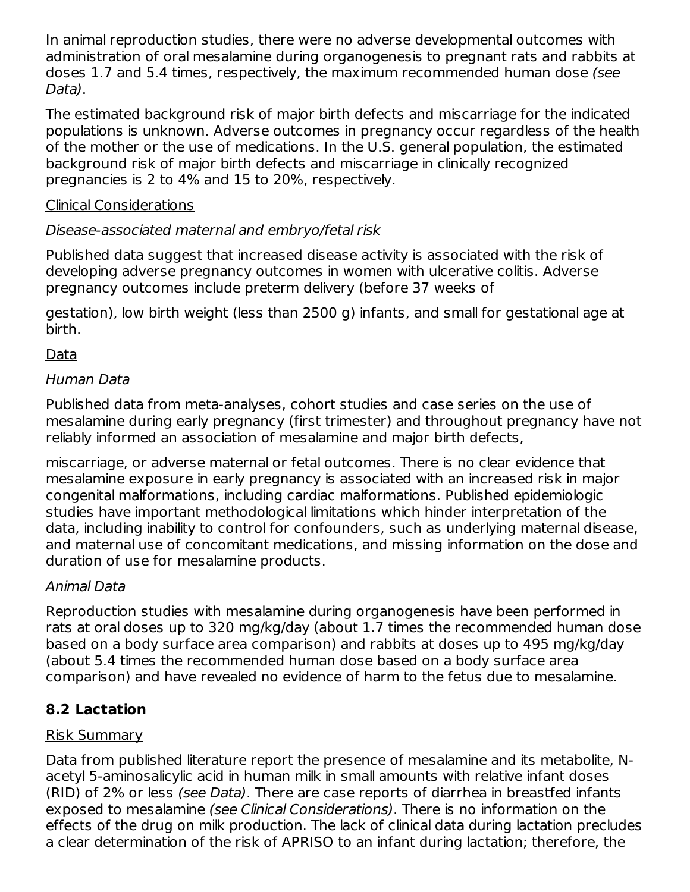In animal reproduction studies, there were no adverse developmental outcomes with administration of oral mesalamine during organogenesis to pregnant rats and rabbits at doses 1.7 and 5.4 times, respectively, the maximum recommended human dose *(see Data)*.

The estimated background risk of major birth defects and miscarriage for the indicated populations is unknown. Adverse outcomes in pregnancy occur regardless of the health of the mother or the use of medications. In the U.S. general population, the estimated background risk of major birth defects and miscarriage in clinically recognized pregnancies is 2 to 4% and 15 to 20%, respectively.

<u>Clinical Considerations</u>

*Disease-associated maternal and embryo/fetal risk*

Published data suggest that increased disease activity is associated with the risk of developing adverse pregnancy outcomes in women with ulcerative colitis. Adverse pregnancy outcomes include preterm delivery (before 37 weeks of gestation), low birth weight (less than 2500 g) infants, and small for gestational age at birth.

<u>Data</u>

*Human Data*

Published data from meta-analyses, cohort studies and case series on the use of mesalamine during early pregnancy (first trimester) and throughout pregnancy have not reliably informed an association of mesalamine and major birth defects, miscarriage, or adverse maternal or fetal outcomes. There is no clear evidence that mesalamine exposure in early pregnancy is associated with an increased risk in major congenital malformations, including cardiac malformations. Published epidemiologic studies have important methodological limitations which hinder interpretation of the data, including inability to control for confounders, such as underlying maternal disease, and maternal use of concomitant medications, and missing information on the dose and duration of use for mesalamine products.

*Animal Data*

Reproduction studies with mesalamine during organogenesis have been performed in rats at oral doses up to 320 mg/kg/day (about 1.7 times the recommended human dose based on a body surface area comparison) and rabbits at doses up to 495 mg/kg/day (about 5.4 times the recommended human dose based on a body surface area comparison) and have revealed no evidence of harm to the fetus due to mesalamine.

## 8.2 Lactation

<u>Risk Summary</u>

Data from published literature report the presence of mesalamine and its metabolite, N-acetyl 5-aminosalicylic acid in human milk in small amounts with relative infant doses (RID) of 2% or less *(see Data)*. There are case reports of diarrhea in breastfed infants exposed to mesalamine *(see Clinical Considerations)*. There is no information on the effects of the drug on milk production. The lack of clinical data during lactation precludes a clear determination of the risk of APRISO to an infant during lactation; therefore, the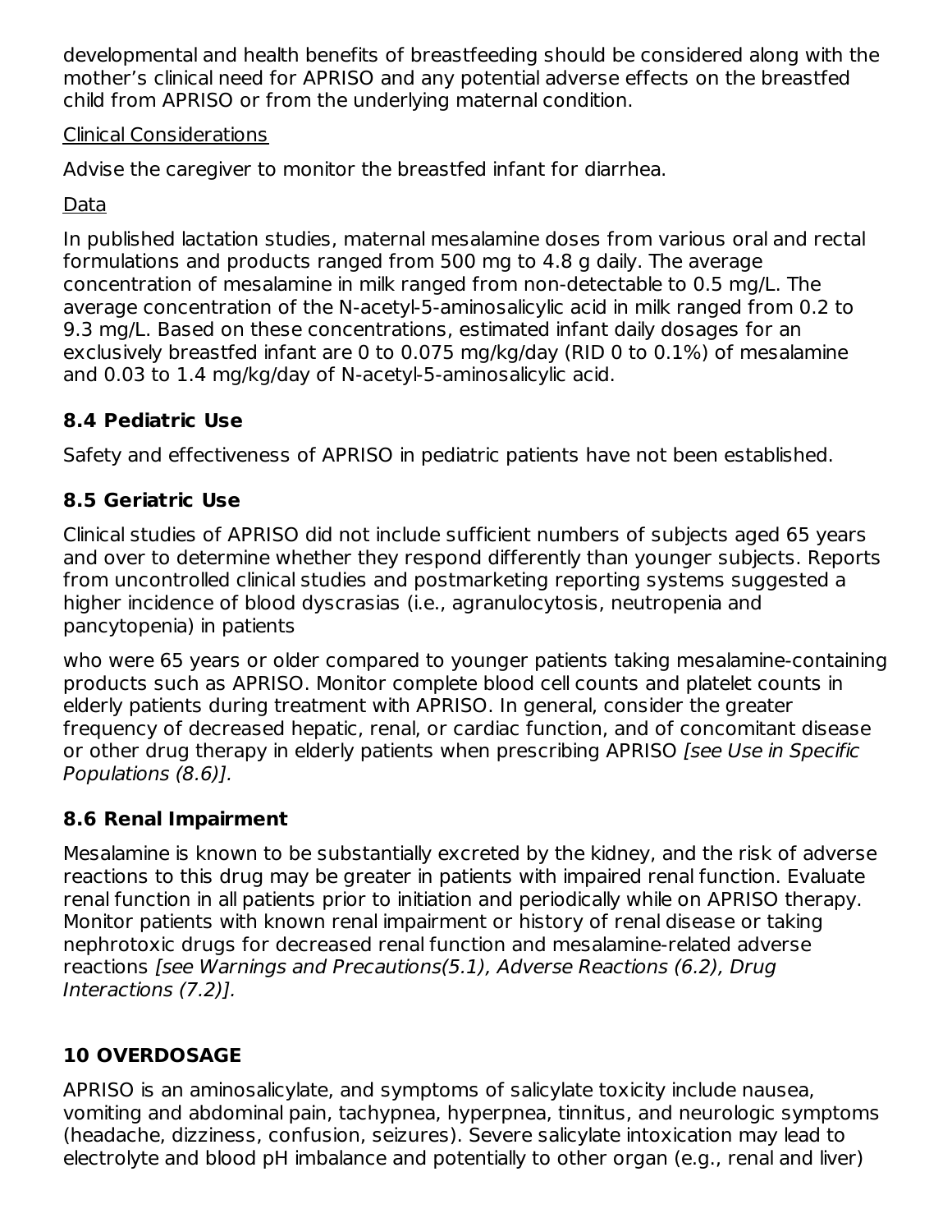developmental and health benefits of breastfeeding should be considered along with the mother's clinical need for APRISO and any potential adverse effects on the breastfed child from APRISO or from the underlying maternal condition.

Clinical Considerations

Advise the caregiver to monitor the breastfed infant for diarrhea.

Data

In published lactation studies, maternal mesalamine doses from various oral and rectal formulations and products ranged from 500 mg to 4.8 g daily. The average concentration of mesalamine in milk ranged from non-detectable to 0.5 mg/L. The average concentration of the N-acetyl-5-aminosalicylic acid in milk ranged from 0.2 to 9.3 mg/L. Based on these concentrations, estimated infant daily dosages for an exclusively breastfed infant are 0 to 0.075 mg/kg/day (RID 0 to 0.1%) of mesalamine and 0.03 to 1.4 mg/kg/day of N-acetyl-5-aminosalicylic acid.

### 8.4 Pediatric Use

Safety and effectiveness of APRISO in pediatric patients have not been established.

### 8.5 Geriatric Use

Clinical studies of APRISO did not include sufficient numbers of subjects aged 65 years and over to determine whether they respond differently than younger subjects. Reports from uncontrolled clinical studies and postmarketing reporting systems suggested a higher incidence of blood dyscrasias (i.e., agranulocytosis, neutropenia and pancytopenia) in patients who were 65 years or older compared to younger patients taking mesalamine-containing products such as APRISO. Monitor complete blood cell counts and platelet counts in elderly patients during treatment with APRISO. In general, consider the greater frequency of decreased hepatic, renal, or cardiac function, and of concomitant disease or other drug therapy in elderly patients when prescribing APRISO *[see Use in Specific Populations (8.6)]*.

### 8.6 Renal Impairment

Mesalamine is known to be substantially excreted by the kidney, and the risk of adverse reactions to this drug may be greater in patients with impaired renal function. Evaluate renal function in all patients prior to initiation and periodically while on APRISO therapy. Monitor patients with known renal impairment or history of renal disease or taking nephrotoxic drugs for decreased renal function and mesalamine-related adverse reactions *[see Warnings and Precautions(5.1), Adverse Reactions (6.2), Drug Interactions (7.2)]*.

## 10 OVERDOSAGE

APRISO is an aminosalicylate, and symptoms of salicylate toxicity include nausea, vomiting and abdominal pain, tachypnea, hyperpnea, tinnitus, and neurologic symptoms (headache, dizziness, confusion, seizures). Severe salicylate intoxication may lead to electrolyte and blood pH imbalance and potentially to other organ (e.g., renal and liver)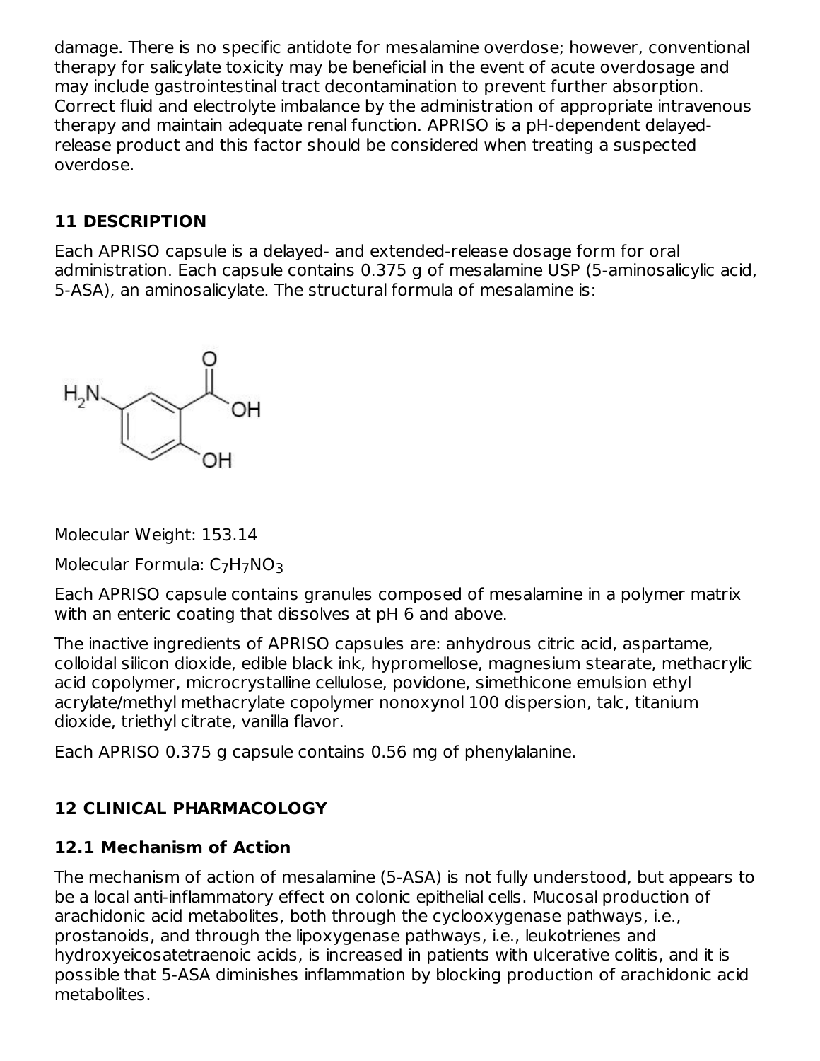damage. There is no specific antidote for mesalamine overdose; however, conventional therapy for salicylate toxicity may be beneficial in the event of acute overdosage and may include gastrointestinal tract decontamination to prevent further absorption. Correct fluid and electrolyte imbalance by the administration of appropriate intravenous therapy and maintain adequate renal function. APRISO is a pH-dependent delayed-release product and this factor should be considered when treating a suspected overdose.

## 11 DESCRIPTION

Each APRISO capsule is a delayed- and extended-release dosage form for oral administration. Each capsule contains 0.375 g of mesalamine USP (5-aminosalicylic acid, 5-ASA), an aminosalicylate. The structural formula of mesalamine is:

Molecular Weight: 153.14

Molecular Formula: $C_7H_7NO_3$

Each APRISO capsule contains granules composed of mesalamine in a polymer matrix with an enteric coating that dissolves at pH 6 and above.

The inactive ingredients of APRISO capsules are: anhydrous citric acid, aspartame, colloidal silicon dioxide, edible black ink, hypromellose, magnesium stearate, methacrylic acid copolymer, microcrystalline cellulose, povidone, simethicone emulsion ethyl acrylate/methyl methacrylate copolymer nonoxynol 100 dispersion, talc, titanium dioxide, triethyl citrate, vanilla flavor.

Each APRISO 0.375 g capsule contains 0.56 mg of phenylalanine.

## 12 CLINICAL PHARMACOLOGY

### 12.1 Mechanism of Action

The mechanism of action of mesalamine (5-ASA) is not fully understood, but appears to be a local anti-inflammatory effect on colonic epithelial cells. Mucosal production of arachidonic acid metabolites, both through the cyclooxygenase pathways, i.e., prostanoids, and through the lipoxygenase pathways, i.e., leukotrienes and hydroxyeicosatetraenoic acids, is increased in patients with ulcerative colitis, and it is possible that 5-ASA diminishes inflammation by blocking production of arachidonic acid metabolites.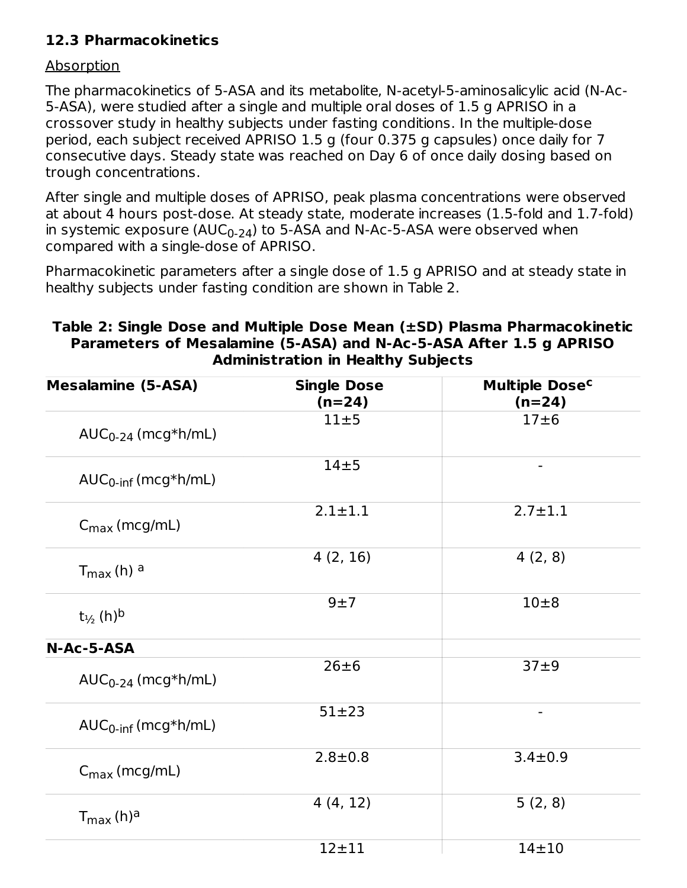### 12.3 Pharmacokinetics

Absorption

The pharmacokinetics of 5-ASA and its metabolite, N-acetyl-5-aminosalicylic acid (N-Ac-5-ASA), were studied after a single and multiple oral doses of 1.5 g APRISO in a crossover study in healthy subjects under fasting conditions. In the multiple-dose period, each subject received APRISO 1.5 g (four 0.375 g capsules) once daily for 7 consecutive days. Steady state was reached on Day 6 of once daily dosing based on trough concentrations.

After single and multiple doses of APRISO, peak plasma concentrations were observed at about 4 hours post-dose. At steady state, moderate increases (1.5-fold and 1.7-fold) in systemic exposure ($AUC_{0-24}$) to 5-ASA and N-Ac-5-ASA were observed when compared with a single-dose of APRISO.

Pharmacokinetic parameters after a single dose of 1.5 g APRISO and at steady state in healthy subjects under fasting condition are shown in Table 2.

**Table 2: Single Dose and Multiple Dose Mean (±SD) Plasma Pharmacokinetic Parameters of Mesalamine (5-ASA) and N-Ac-5-ASA After 1.5 g APRISO Administration in Healthy Subjects**

| Mesalamine (5-ASA) | Single Dose (n=24) | Multiple Dose[c] (n=24) |
|---|---|---|
| $AUC_{0-24}$ (mcg*h/mL) | 11±5 | 17±6 |
| $AUC_{0-inf}$ (mcg*h/mL) | 14±5 | - |
| $C_{max}$ (mcg/mL) | 2.1±1.1 | 2.7±1.1 |
| $T_{max}$ (h) [a] | 4 (2, 16) | 4 (2, 8) |
| $t_{½}$ (h)[b] | 9±7 | 10±8 |
| **N-Ac-5-ASA** | | |
| $AUC_{0-24}$ (mcg*h/mL) | 26±6 | 37±9 |
| $AUC_{0-inf}$ (mcg*h/mL) | 51±23 | - |
| $C_{max}$ (mcg/mL) | 2.8±0.8 | 3.4±0.9 |
| $T_{max}$ (h)[a] | 4 (4, 12) | 5 (2, 8) |
| | 12±11 | 14±10 |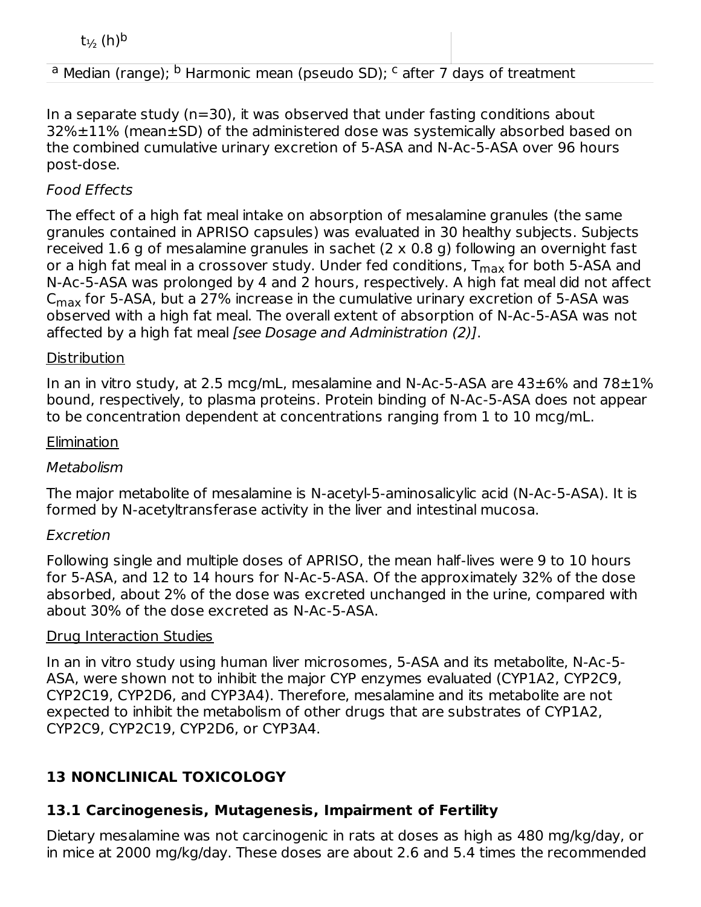| $t_{½}$ (h)[b] | |
|---|---|
| [a] Median (range); [b] Harmonic mean (pseudo SD); [c] after 7 days of treatment | |

In a separate study (n=30), it was observed that under fasting conditions about 32%±11% (mean±SD) of the administered dose was systemically absorbed based on the combined cumulative urinary excretion of 5-ASA and N-Ac-5-ASA over 96 hours post-dose.

*Food Effects*

The effect of a high fat meal intake on absorption of mesalamine granules (the same granules contained in APRISO capsules) was evaluated in 30 healthy subjects. Subjects received 1.6 g of mesalamine granules in sachet (2 x 0.8 g) following an overnight fast or a high fat meal in a crossover study. Under fed conditions, $T_{max}$ for both 5-ASA and N-Ac-5-ASA was prolonged by 4 and 2 hours, respectively. A high fat meal did not affect $C_{max}$ for 5-ASA, but a 27% increase in the cumulative urinary excretion of 5-ASA was observed with a high fat meal. The overall extent of absorption of N-Ac-5-ASA was not affected by a high fat meal *[see Dosage and Administration (2)]*.

Distribution

In an in vitro study, at 2.5 mcg/mL, mesalamine and N-Ac-5-ASA are 43±6% and 78±1% bound, respectively, to plasma proteins. Protein binding of N-Ac-5-ASA does not appear to be concentration dependent at concentrations ranging from 1 to 10 mcg/mL.

Elimination

*Metabolism*

The major metabolite of mesalamine is N-acetyl-5-aminosalicylic acid (N-Ac-5-ASA). It is formed by N-acetyltransferase activity in the liver and intestinal mucosa.

*Excretion*

Following single and multiple doses of APRISO, the mean half-lives were 9 to 10 hours for 5-ASA, and 12 to 14 hours for N-Ac-5-ASA. Of the approximately 32% of the dose absorbed, about 2% of the dose was excreted unchanged in the urine, compared with about 30% of the dose excreted as N-Ac-5-ASA.

Drug Interaction Studies

In an in vitro study using human liver microsomes, 5-ASA and its metabolite, N-Ac-5-ASA, were shown not to inhibit the major CYP enzymes evaluated (CYP1A2, CYP2C9, CYP2C19, CYP2D6, and CYP3A4). Therefore, mesalamine and its metabolite are not expected to inhibit the metabolism of other drugs that are substrates of CYP1A2, CYP2C9, CYP2C19, CYP2D6, or CYP3A4.

## 13 NONCLINICAL TOXICOLOGY

### 13.1 Carcinogenesis, Mutagenesis, Impairment of Fertility

Dietary mesalamine was not carcinogenic in rats at doses as high as 480 mg/kg/day, or in mice at 2000 mg/kg/day. These doses are about 2.6 and 5.4 times the recommended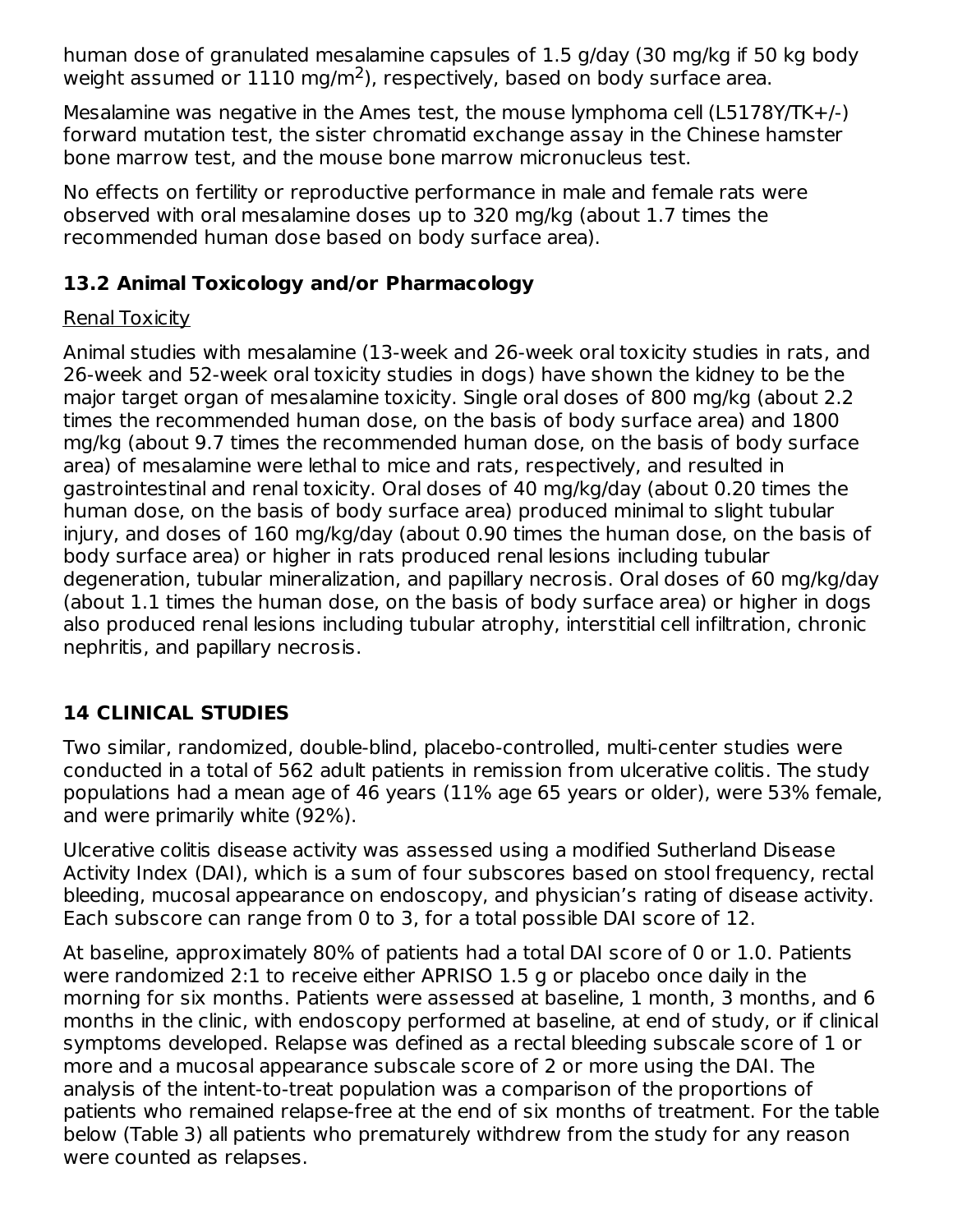human dose of granulated mesalamine capsules of 1.5 g/day (30 mg/kg if 50 kg body weight assumed or 1110 mg/m$^2$), respectively, based on body surface area.

Mesalamine was negative in the Ames test, the mouse lymphoma cell (L5178Y/TK+/-) forward mutation test, the sister chromatid exchange assay in the Chinese hamster bone marrow test, and the mouse bone marrow micronucleus test.

No effects on fertility or reproductive performance in male and female rats were observed with oral mesalamine doses up to 320 mg/kg (about 1.7 times the recommended human dose based on body surface area).

### 13.2 Animal Toxicology and/or Pharmacology

Renal Toxicity

Animal studies with mesalamine (13-week and 26-week oral toxicity studies in rats, and 26-week and 52-week oral toxicity studies in dogs) have shown the kidney to be the major target organ of mesalamine toxicity. Single oral doses of 800 mg/kg (about 2.2 times the recommended human dose, on the basis of body surface area) and 1800 mg/kg (about 9.7 times the recommended human dose, on the basis of body surface area) of mesalamine were lethal to mice and rats, respectively, and resulted in gastrointestinal and renal toxicity. Oral doses of 40 mg/kg/day (about 0.20 times the human dose, on the basis of body surface area) produced minimal to slight tubular injury, and doses of 160 mg/kg/day (about 0.90 times the human dose, on the basis of body surface area) or higher in rats produced renal lesions including tubular degeneration, tubular mineralization, and papillary necrosis. Oral doses of 60 mg/kg/day (about 1.1 times the human dose, on the basis of body surface area) or higher in dogs also produced renal lesions including tubular atrophy, interstitial cell infiltration, chronic nephritis, and papillary necrosis.

## 14 CLINICAL STUDIES

Two similar, randomized, double-blind, placebo-controlled, multi-center studies were conducted in a total of 562 adult patients in remission from ulcerative colitis. The study populations had a mean age of 46 years (11% age 65 years or older), were 53% female, and were primarily white (92%).

Ulcerative colitis disease activity was assessed using a modified Sutherland Disease Activity Index (DAI), which is a sum of four subscores based on stool frequency, rectal bleeding, mucosal appearance on endoscopy, and physician's rating of disease activity. Each subscore can range from 0 to 3, for a total possible DAI score of 12.

At baseline, approximately 80% of patients had a total DAI score of 0 or 1.0. Patients were randomized 2:1 to receive either APRISO 1.5 g or placebo once daily in the morning for six months. Patients were assessed at baseline, 1 month, 3 months, and 6 months in the clinic, with endoscopy performed at baseline, at end of study, or if clinical symptoms developed. Relapse was defined as a rectal bleeding subscale score of 1 or more and a mucosal appearance subscale score of 2 or more using the DAI. The analysis of the intent-to-treat population was a comparison of the proportions of patients who remained relapse-free at the end of six months of treatment. For the table below (Table 3) all patients who prematurely withdrew from the study for any reason were counted as relapses.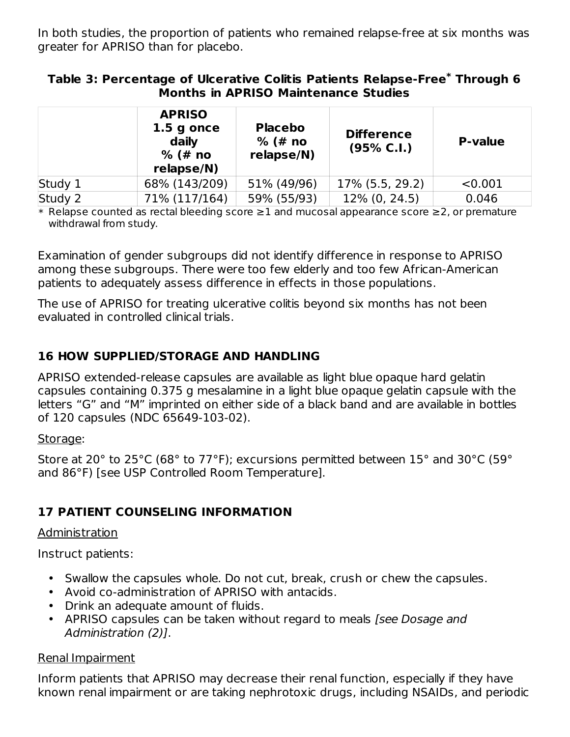In both studies, the proportion of patients who remained relapse-free at six months was greater for APRISO than for placebo.

**Table 3: Percentage of Ulcerative Colitis Patients Relapse-Free* Through 6 Months in APRISO Maintenance Studies**

| | APRISO 1.5 g once daily % (# no relapse/N) | Placebo % (# no relapse/N) | Difference (95% C.I.) | P-value |
|---|---|---|---|---|
| Study 1 | 68% (143/209) | 51% (49/96) | 17% (5.5, 29.2) | <0.001 |
| Study 2 | 71% (117/164) | 59% (55/93) | 12% (0, 24.5) | 0.046 |

* Relapse counted as rectal bleeding score ≥1 and mucosal appearance score ≥2, or premature withdrawal from study.

Examination of gender subgroups did not identify difference in response to APRISO among these subgroups. There were too few elderly and too few African-American patients to adequately assess difference in effects in those populations.

The use of APRISO for treating ulcerative colitis beyond six months has not been evaluated in controlled clinical trials.

## 16 HOW SUPPLIED/STORAGE AND HANDLING

APRISO extended-release capsules are available as light blue opaque hard gelatin capsules containing 0.375 g mesalamine in a light blue opaque gelatin capsule with the letters “G” and “M” imprinted on either side of a black band and are available in bottles of 120 capsules (NDC 65649-103-02).

Storage:

Store at 20° to 25°C (68° to 77°F); excursions permitted between 15° and 30°C (59° and 86°F) [see USP Controlled Room Temperature].

## 17 PATIENT COUNSELING INFORMATION

Administration

Instruct patients:

- Swallow the capsules whole. Do not cut, break, crush or chew the capsules.
- Avoid co-administration of APRISO with antacids.
- Drink an adequate amount of fluids.
- APRISO capsules can be taken without regard to meals *[see Dosage and Administration (2)]*.

Renal Impairment

Inform patients that APRISO may decrease their renal function, especially if they have known renal impairment or are taking nephrotoxic drugs, including NSAIDs, and periodic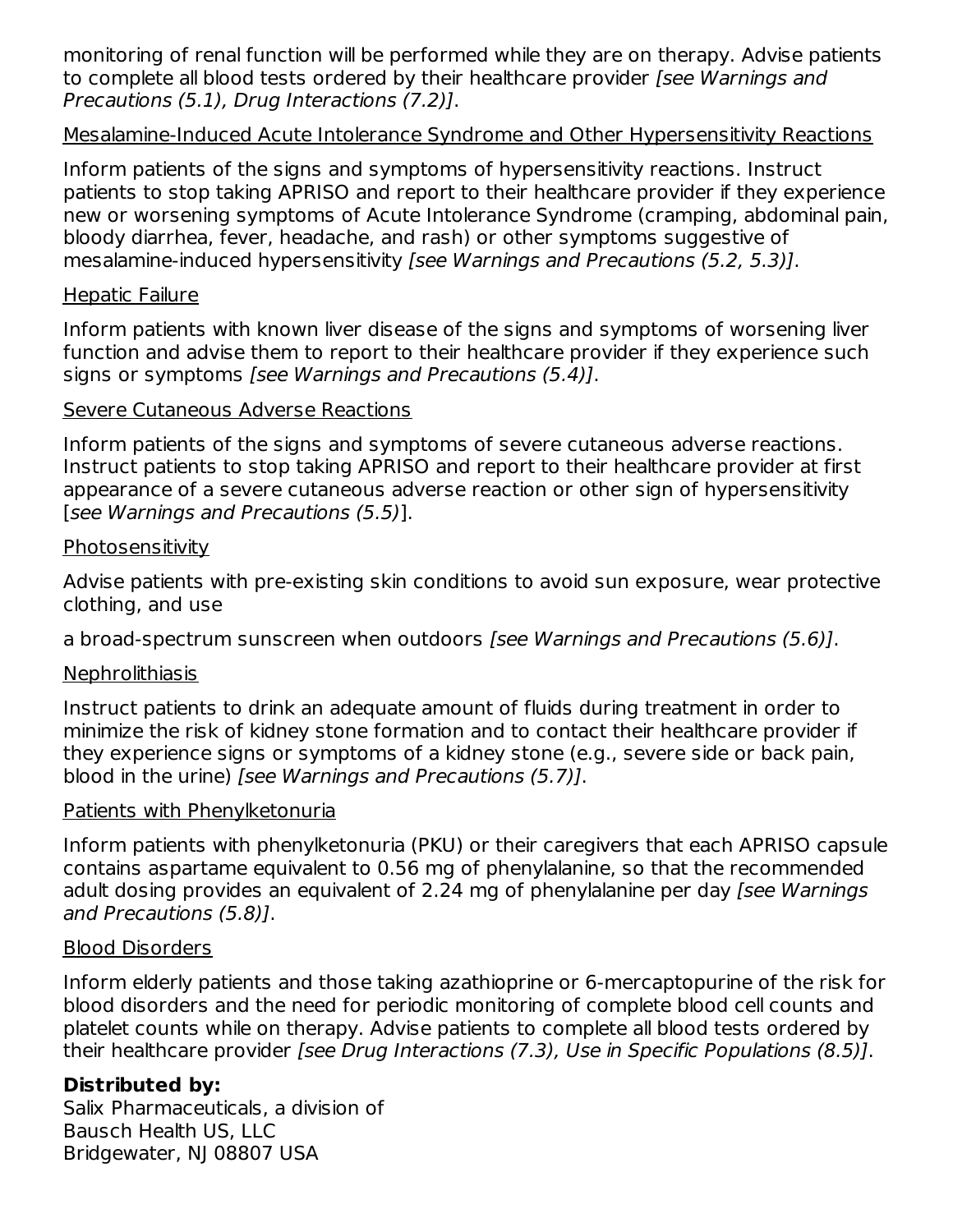monitoring of renal function will be performed while they are on therapy. Advise patients to complete all blood tests ordered by their healthcare provider *[see Warnings and Precautions (5.1), Drug Interactions (7.2)]*.

Mesalamine-Induced Acute Intolerance Syndrome and Other Hypersensitivity Reactions

Inform patients of the signs and symptoms of hypersensitivity reactions. Instruct patients to stop taking APRISO and report to their healthcare provider if they experience new or worsening symptoms of Acute Intolerance Syndrome (cramping, abdominal pain, bloody diarrhea, fever, headache, and rash) or other symptoms suggestive of mesalamine-induced hypersensitivity *[see Warnings and Precautions (5.2, 5.3)]*.

Hepatic Failure

Inform patients with known liver disease of the signs and symptoms of worsening liver function and advise them to report to their healthcare provider if they experience such signs or symptoms *[see Warnings and Precautions (5.4)]*.

Severe Cutaneous Adverse Reactions

Inform patients of the signs and symptoms of severe cutaneous adverse reactions. Instruct patients to stop taking APRISO and report to their healthcare provider at first appearance of a severe cutaneous adverse reaction or other sign of hypersensitivity [*see Warnings and Precautions (5.5)*].

Photosensitivity

Advise patients with pre-existing skin conditions to avoid sun exposure, wear protective clothing, and use

a broad-spectrum sunscreen when outdoors *[see Warnings and Precautions (5.6)]*.

Nephrolithiasis

Instruct patients to drink an adequate amount of fluids during treatment in order to minimize the risk of kidney stone formation and to contact their healthcare provider if they experience signs or symptoms of a kidney stone (e.g., severe side or back pain, blood in the urine) *[see Warnings and Precautions (5.7)]*.

Patients with Phenylketonuria

Inform patients with phenylketonuria (PKU) or their caregivers that each APRISO capsule contains aspartame equivalent to 0.56 mg of phenylalanine, so that the recommended adult dosing provides an equivalent of 2.24 mg of phenylalanine per day *[see Warnings and Precautions (5.8)]*.

Blood Disorders

Inform elderly patients and those taking azathioprine or 6-mercaptopurine of the risk for blood disorders and the need for periodic monitoring of complete blood cell counts and platelet counts while on therapy. Advise patients to complete all blood tests ordered by their healthcare provider *[see Drug Interactions (7.3), Use in Specific Populations (8.5)]*.

**Distributed by:**
Salix Pharmaceuticals, a division of
Bausch Health US, LLC
Bridgewater, NJ 08807 USA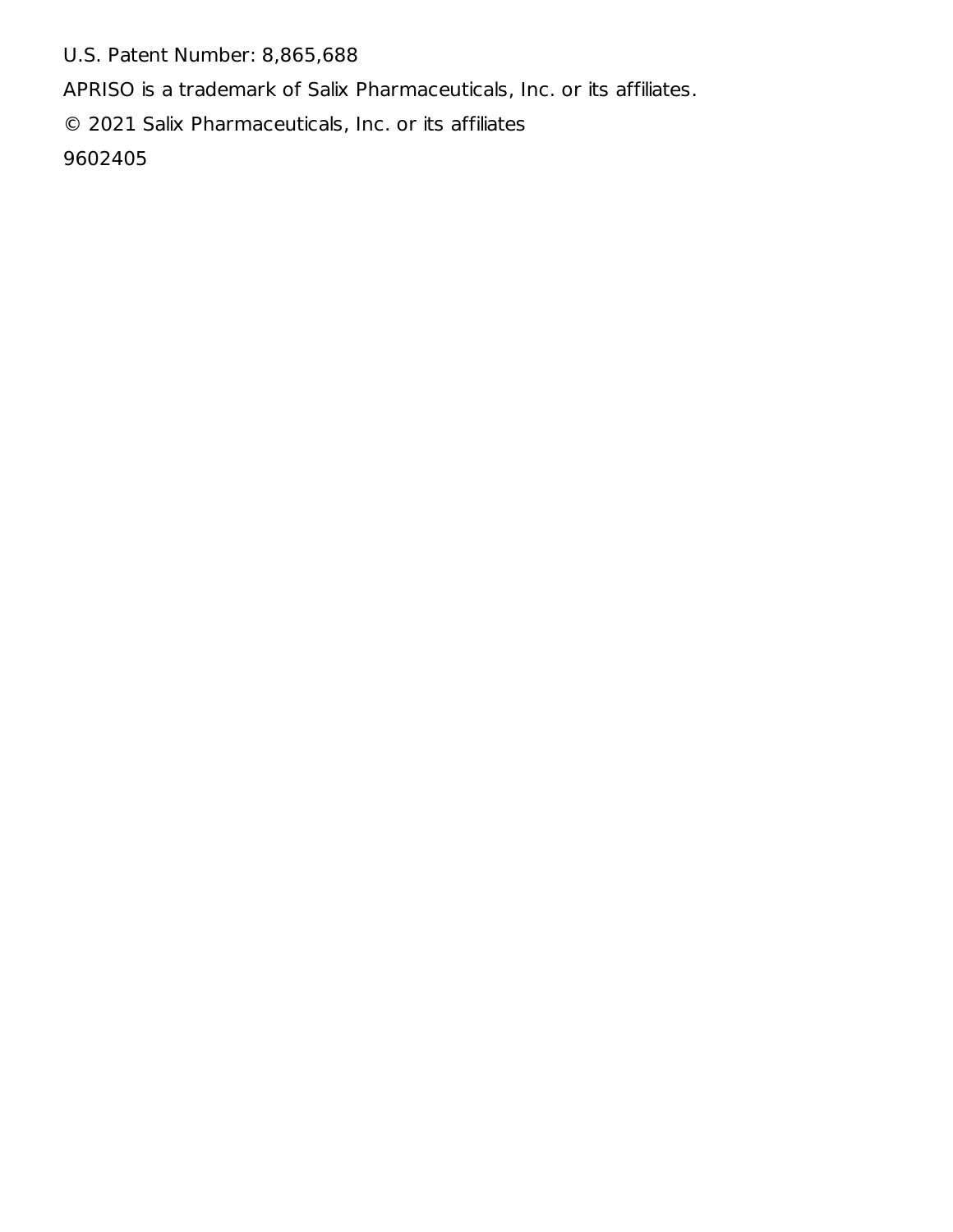U.S. Patent Number: 8,865,688

APRISO is a trademark of Salix Pharmaceuticals, Inc. or its affiliates.

© 2021 Salix Pharmaceuticals, Inc. or its affiliates

9602405